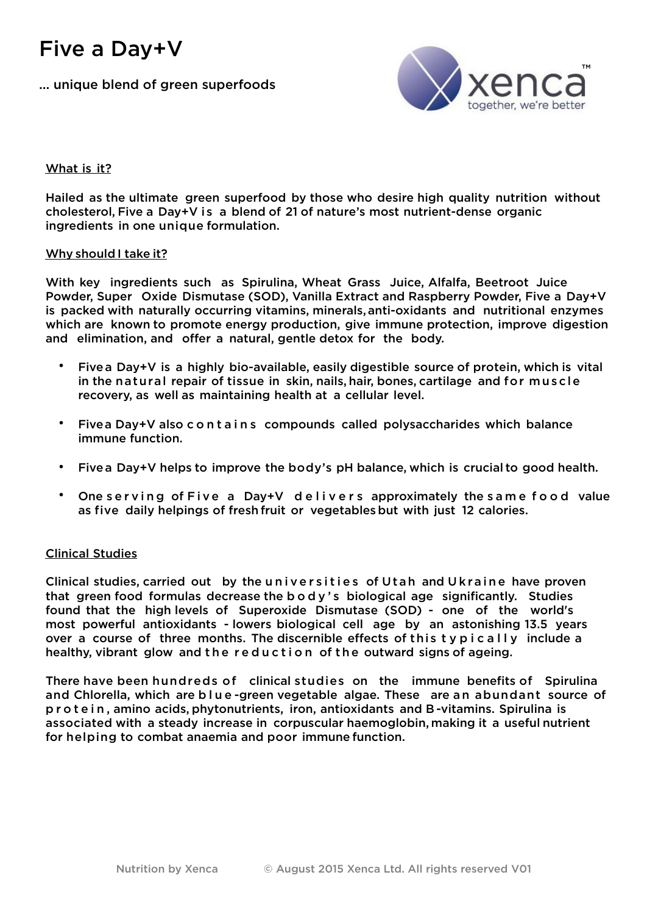# Five a Day+V

... unique blend of green superfoods

xenca™
together, we're better

## What is it?

Hailed as the ultimate green superfood by those who desire high quality nutrition without cholesterol, Five a Day+V is a blend of 21 of nature's most nutrient-dense organic ingredients in one unique formulation.

## Why should I take it?

With key ingredients such as Spirulina, Wheat Grass Juice, Alfalfa, Beetroot Juice Powder, Super Oxide Dismutase (SOD), Vanilla Extract and Raspberry Powder, Five a Day+V is packed with naturally occurring vitamins, minerals, anti-oxidants and nutritional enzymes which are known to promote energy production, give immune protection, improve digestion and elimination, and offer a natural, gentle detox for the body.

- Five a Day+V is a highly bio-available, easily digestible source of protein, which is vital in the natural repair of tissue in skin, nails, hair, bones, cartilage and for muscle recovery, as well as maintaining health at a cellular level.
- Five a Day+V also contains compounds called polysaccharides which balance immune function.
- Five a Day+V helps to improve the body's pH balance, which is crucial to good health.
- One serving of Five a Day+V delivers approximately the same food value as five daily helpings of fresh fruit or vegetables but with just 12 calories.

## Clinical Studies

Clinical studies, carried out by the universities of Utah and Ukraine have proven that green food formulas decrease the body's biological age significantly. Studies found that the high levels of Superoxide Dismutase (SOD) - one of the world's most powerful antioxidants - lowers biological cell age by an astonishing 13.5 years over a course of three months. The discernible effects of this typically include a healthy, vibrant glow and the reduction of the outward signs of ageing.

There have been hundreds of clinical studies on the immune benefits of Spirulina and Chlorella, which are blue-green vegetable algae. These are an abundant source of protein, amino acids, phytonutrients, iron, antioxidants and B-vitamins. Spirulina is associated with a steady increase in corpuscular haemoglobin, making it a useful nutrient for helping to combat anaemia and poor immune function.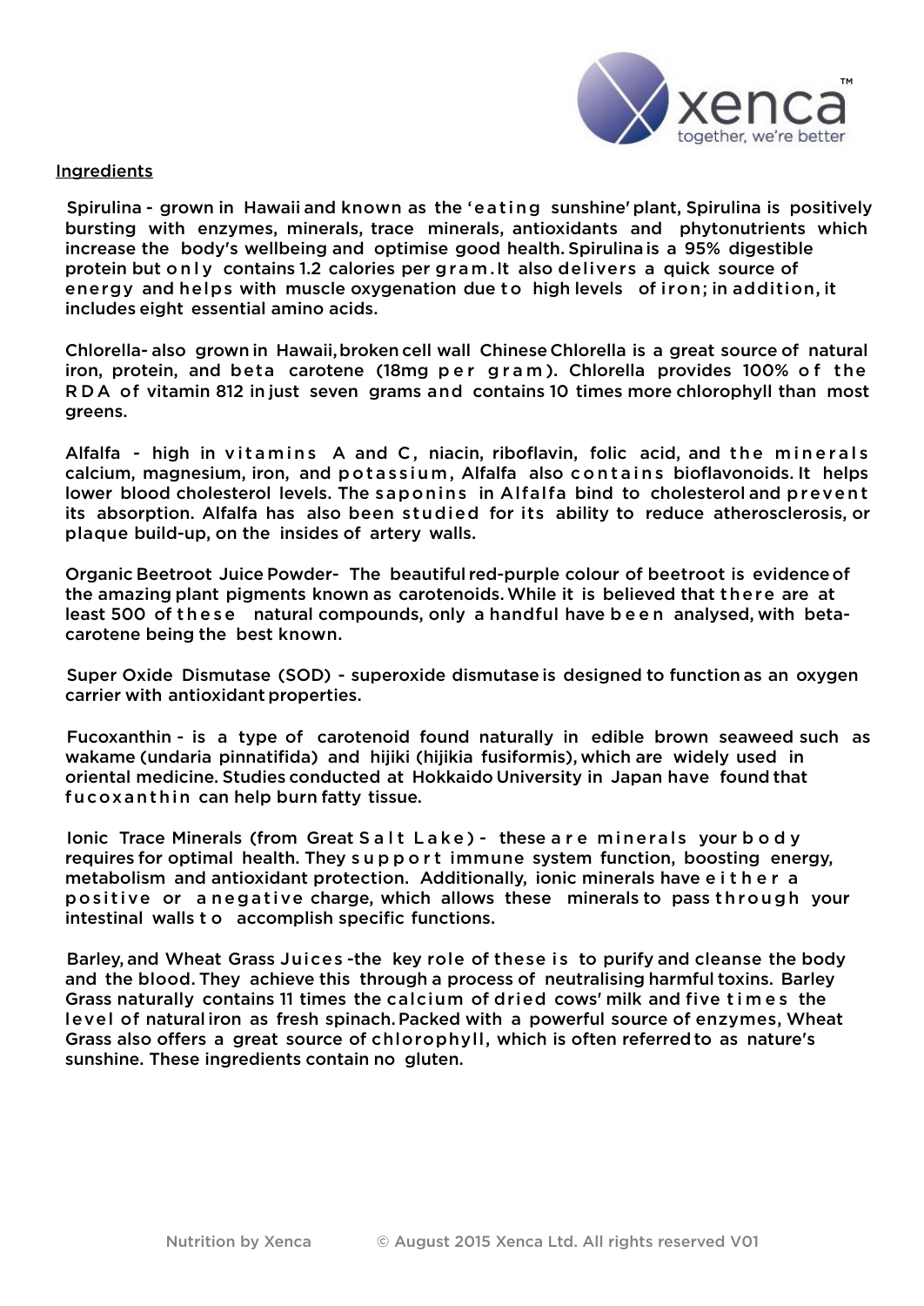Ingredients

Spirulina - grown in Hawaii and known as the 'eating sunshine' plant, Spirulina is positively bursting with enzymes, minerals, trace minerals, antioxidants and phytonutrients which increase the body's wellbeing and optimise good health. Spirulina is a 95% digestible protein but only contains 1.2 calories per gram. It also delivers a quick source of energy and helps with muscle oxygenation due to high levels of iron; in addition, it includes eight essential amino acids.

Chlorella- also grown in Hawaii, broken cell wall Chinese Chlorella is a great source of natural iron, protein, and beta carotene (18mg per gram). Chlorella provides 100% of the RDA of vitamin 812 in just seven grams and contains 10 times more chlorophyll than most greens.

Alfalfa - high in vitamins A and C, niacin, riboflavin, folic acid, and the minerals calcium, magnesium, iron, and potassium, Alfalfa also contains bioflavonoids. It helps lower blood cholesterol levels. The saponins in Alfalfa bind to cholesterol and prevent its absorption. Alfalfa has also been studied for its ability to reduce atherosclerosis, or plaque build-up, on the insides of artery walls.

Organic Beetroot Juice Powder- The beautiful red-purple colour of beetroot is evidence of the amazing plant pigments known as carotenoids. While it is believed that there are at least 500 of these natural compounds, only a handful have been analysed, with beta-carotene being the best known.

Super Oxide Dismutase (SOD) - superoxide dismutase is designed to function as an oxygen carrier with antioxidant properties.

Fucoxanthin - is a type of carotenoid found naturally in edible brown seaweed such as wakame (undaria pinnatifida) and hijiki (hijikia fusiformis), which are widely used in oriental medicine. Studies conducted at Hokkaido University in Japan have found that fucoxanthin can help burn fatty tissue.

Ionic Trace Minerals (from Great Salt Lake) - these are minerals your body requires for optimal health. They support immune system function, boosting energy, metabolism and antioxidant protection. Additionally, ionic minerals have either a positive or a negative charge, which allows these minerals to pass through your intestinal walls to accomplish specific functions.

Barley, and Wheat Grass Juices -the key role of these is to purify and cleanse the body and the blood. They achieve this through a process of neutralising harmful toxins. Barley Grass naturally contains 11 times the calcium of dried cows' milk and five times the level of natural iron as fresh spinach. Packed with a powerful source of enzymes, Wheat Grass also offers a great source of chlorophyll, which is often referred to as nature's sunshine. These ingredients contain no gluten.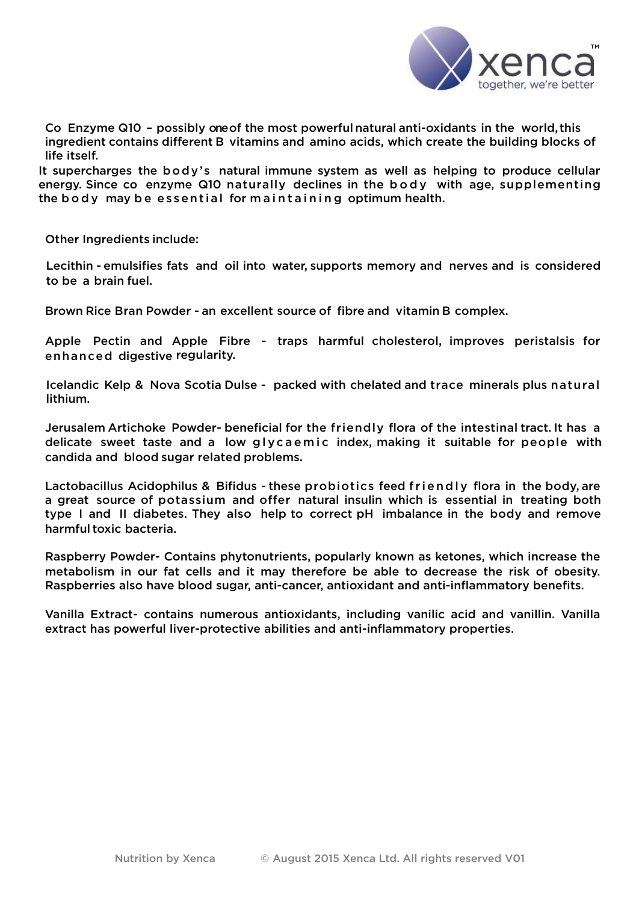Co Enzyme Q10 – possibly one of the most powerful natural anti-oxidants in the world, this ingredient contains different B vitamins and amino acids, which create the building blocks of life itself.

It supercharges the body's natural immune system as well as helping to produce cellular energy. Since co enzyme Q10 naturally declines in the body with age, supplementing the body may be essential for maintaining optimum health.

Other Ingredients include:

Lecithin - emulsifies fats and oil into water, supports memory and nerves and is considered to be a brain fuel.

Brown Rice Bran Powder - an excellent source of fibre and vitamin B complex.

Apple Pectin and Apple Fibre - traps harmful cholesterol, improves peristalsis for enhanced digestive regularity.

Icelandic Kelp & Nova Scotia Dulse - packed with chelated and trace minerals plus natural lithium.

Jerusalem Artichoke Powder- beneficial for the friendly flora of the intestinal tract. It has a delicate sweet taste and a low glycaemic index, making it suitable for people with candida and blood sugar related problems.

Lactobacillus Acidophilus & Bifidus - these probiotics feed friendly flora in the body, are a great source of potassium and offer natural insulin which is essential in treating both type I and II diabetes. They also help to correct pH imbalance in the body and remove harmful toxic bacteria.

Raspberry Powder- Contains phytonutrients, popularly known as ketones, which increase the metabolism in our fat cells and it may therefore be able to decrease the risk of obesity. Raspberries also have blood sugar, anti-cancer, antioxidant and anti-inflammatory benefits.

Vanilla Extract- contains numerous antioxidants, including vanilic acid and vanillin. Vanilla extract has powerful liver-protective abilities and anti-inflammatory properties.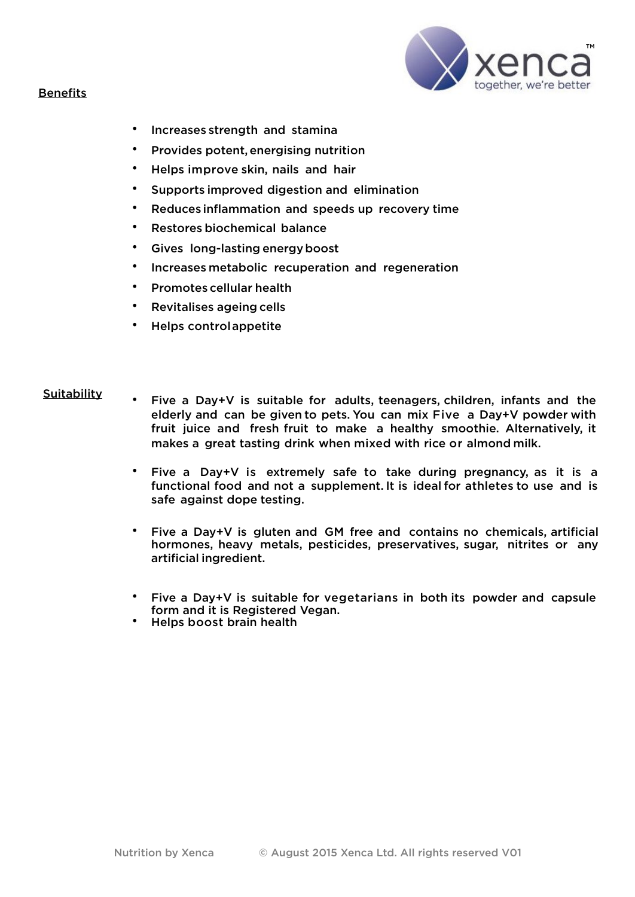## Benefits

- Increases strength and stamina
- Provides potent, energising nutrition
- Helps improve skin, nails and hair
- Supports improved digestion and elimination
- Reduces inflammation and speeds up recovery time
- Restores biochemical balance
- Gives long-lasting energy boost
- Increases metabolic recuperation and regeneration
- Promotes cellular health
- Revitalises ageing cells
- Helps control appetite

## Suitability

- Five a Day+V is suitable for adults, teenagers, children, infants and the elderly and can be given to pets. You can mix Five a Day+V powder with fruit juice and fresh fruit to make a healthy smoothie. Alternatively, it makes a great tasting drink when mixed with rice or almond milk.

- Five a Day+V is extremely safe to take during pregnancy, as it is a functional food and not a supplement. It is ideal for athletes to use and is safe against dope testing.

- Five a Day+V is gluten and GM free and contains no chemicals, artificial hormones, heavy metals, pesticides, preservatives, sugar, nitrites or any artificial ingredient.

- Five a Day+V is suitable for vegetarians in both its powder and capsule form and it is Registered Vegan.
- Helps boost brain health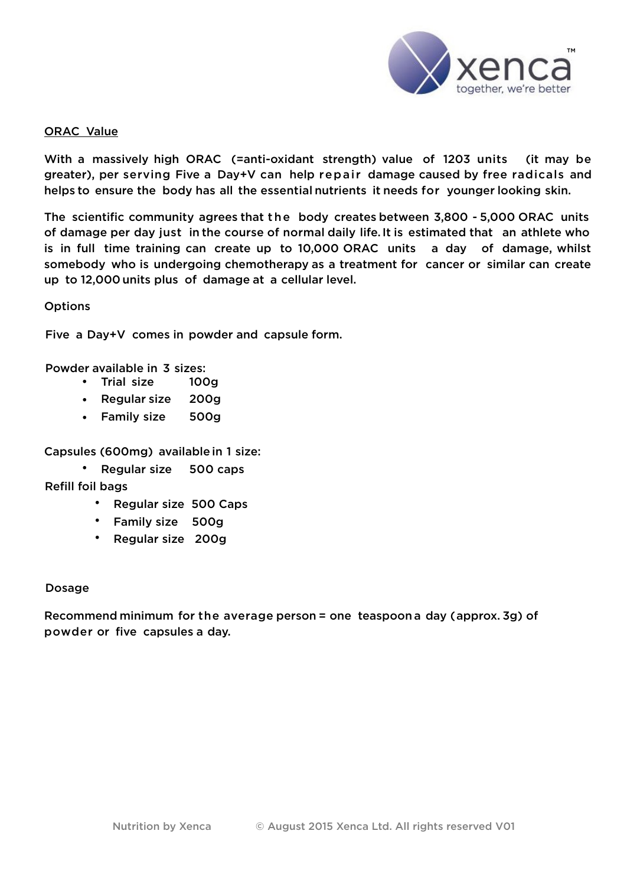## ORAC Value

With a massively high ORAC (=anti-oxidant strength) value of 1203 units (it may be greater), per serving Five a Day+V can help repair damage caused by free radicals and helps to ensure the body has all the essential nutrients it needs for younger looking skin.

The scientific community agrees that the body creates between 3,800 - 5,000 ORAC units of damage per day just in the course of normal daily life. It is estimated that an athlete who is in full time training can create up to 10,000 ORAC units a day of damage, whilst somebody who is undergoing chemotherapy as a treatment for cancer or similar can create up to 12,000 units plus of damage at a cellular level.

### Options

Five a Day+V comes in powder and capsule form.

Powder available in 3 sizes:

- Trial size 100g
- Regular size 200g
- Family size 500g

Capsules (600mg) available in 1 size:

- Regular size 500 caps

Refill foil bags

- Regular size 500 Caps
- Family size 500g
- Regular size 200g

### Dosage

Recommend minimum for the average person = one teaspoon a day (approx. 3g) of powder or five capsules a day.